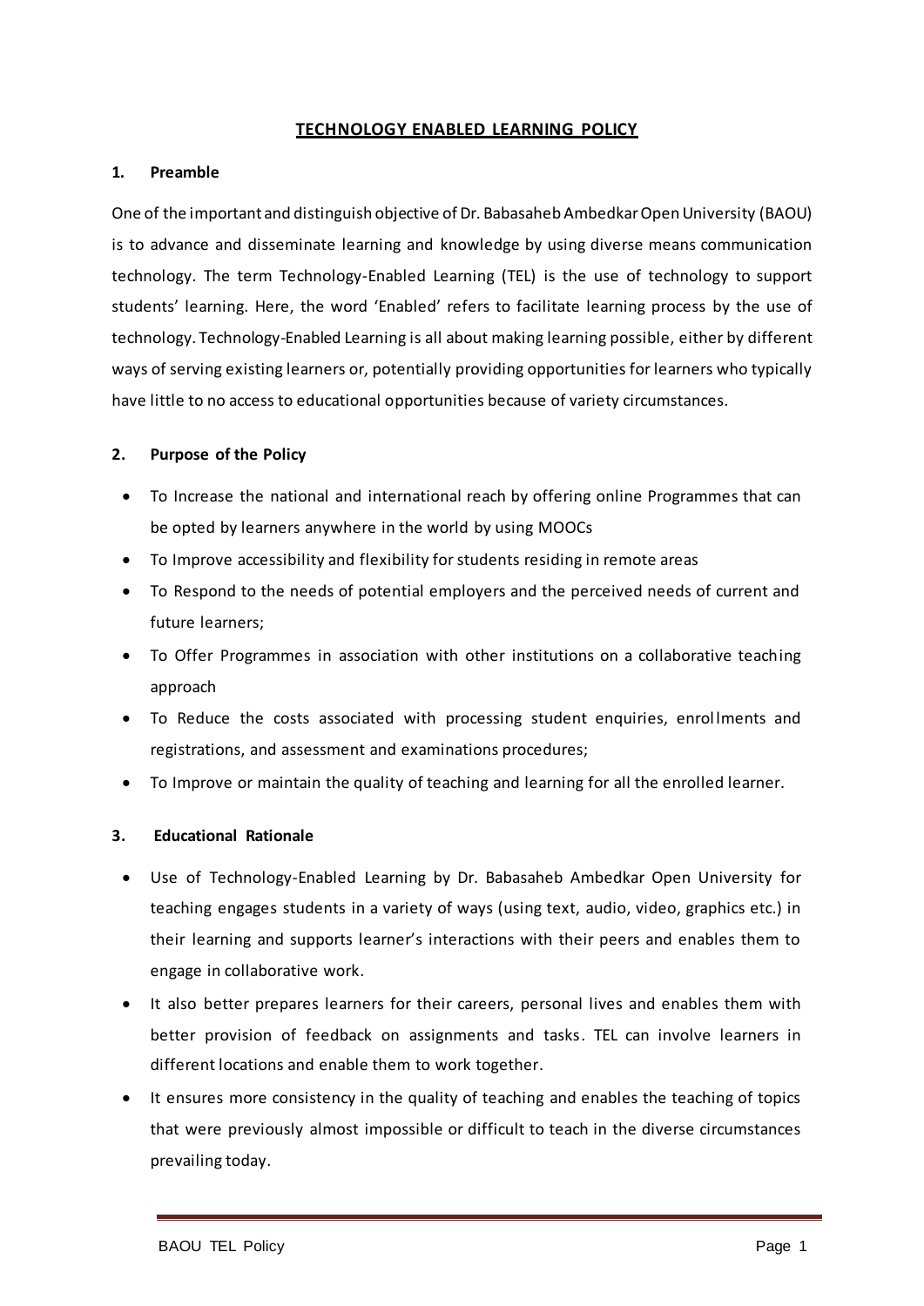# TECHNOLOGY ENABLED LEARNING POLICY

## 1. Preamble

One of the important and distinguish objective of Dr. Babasaheb Ambedkar Open University (BAOU) is to advance and disseminate learning and knowledge by using diverse means communication technology. The term Technology-Enabled Learning (TEL) is the use of technology to support students' learning. Here, the word 'Enabled' refers to facilitate learning process by the use of technology. Technology-Enabled Learning is all about making learning possible, either by different ways of serving existing learners or, potentially providing opportunities for learners who typically have little to no access to educational opportunities because of variety circumstances.

## 2. Purpose of the Policy

- To Increase the national and international reach by offering online Programmes that can be opted by learners anywhere in the world by using MOOCs
- To Improve accessibility and flexibility for students residing in remote areas
- To Respond to the needs of potential employers and the perceived needs of current and future learners;
- To Offer Programmes in association with other institutions on a collaborative teaching approach
- To Reduce the costs associated with processing student enquiries, enrollments and registrations, and assessment and examinations procedures;
- To Improve or maintain the quality of teaching and learning for all the enrolled learner.

## 3. Educational Rationale

- Use of Technology-Enabled Learning by Dr. Babasaheb Ambedkar Open University for teaching engages students in a variety of ways (using text, audio, video, graphics etc.) in their learning and supports learner's interactions with their peers and enables them to engage in collaborative work.
- It also better prepares learners for their careers, personal lives and enables them with better provision of feedback on assignments and tasks. TEL can involve learners in different locations and enable them to work together.
- It ensures more consistency in the quality of teaching and enables the teaching of topics that were previously almost impossible or difficult to teach in the diverse circumstances prevailing today.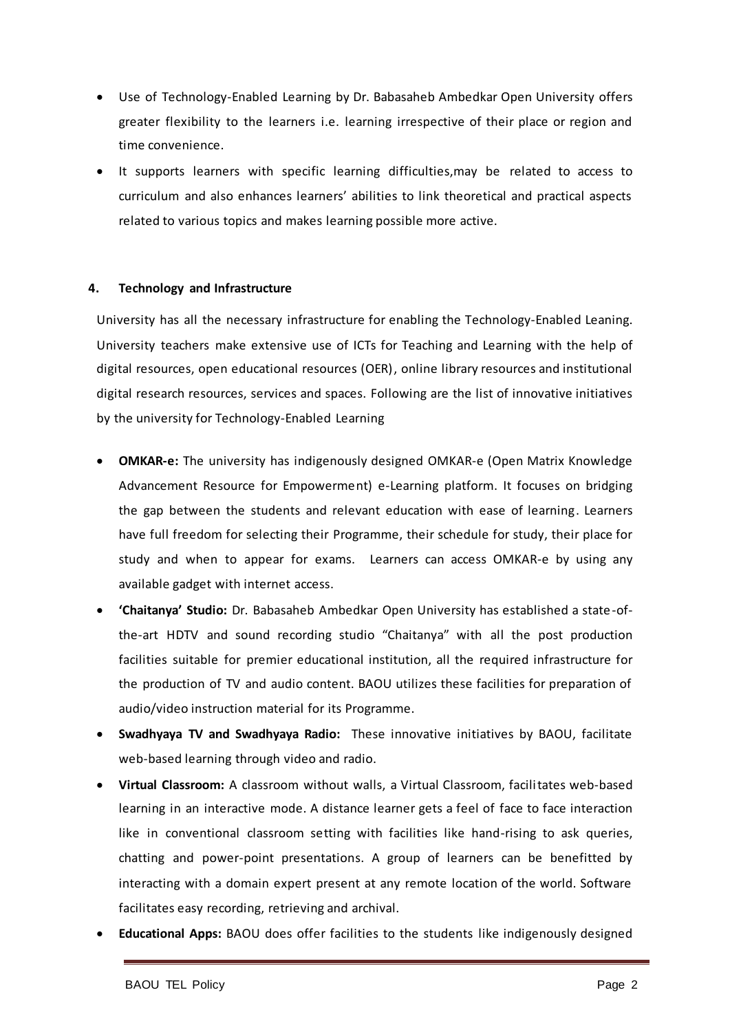- Use of Technology-Enabled Learning by Dr. Babasaheb Ambedkar Open University offers greater flexibility to the learners i.e. learning irrespective of their place or region and time convenience.
- It supports learners with specific learning difficulties,may be related to access to curriculum and also enhances learners' abilities to link theoretical and practical aspects related to various topics and makes learning possible more active.

## 4. Technology and Infrastructure

University has all the necessary infrastructure for enabling the Technology-Enabled Leaning. University teachers make extensive use of ICTs for Teaching and Learning with the help of digital resources, open educational resources (OER), online library resources and institutional digital research resources, services and spaces. Following are the list of innovative initiatives by the university for Technology-Enabled Learning

- **OMKAR-e:** The university has indigenously designed OMKAR-e (Open Matrix Knowledge Advancement Resource for Empowerment) e-Learning platform. It focuses on bridging the gap between the students and relevant education with ease of learning. Learners have full freedom for selecting their Programme, their schedule for study, their place for study and when to appear for exams. Learners can access OMKAR-e by using any available gadget with internet access.
- **'Chaitanya' Studio:** Dr. Babasaheb Ambedkar Open University has established a state-of-the-art HDTV and sound recording studio "Chaitanya" with all the post production facilities suitable for premier educational institution, all the required infrastructure for the production of TV and audio content. BAOU utilizes these facilities for preparation of audio/video instruction material for its Programme.
- **Swadhyaya TV and Swadhyaya Radio:** These innovative initiatives by BAOU, facilitate web-based learning through video and radio.
- **Virtual Classroom:** A classroom without walls, a Virtual Classroom, facilitates web-based learning in an interactive mode. A distance learner gets a feel of face to face interaction like in conventional classroom setting with facilities like hand-rising to ask queries, chatting and power-point presentations. A group of learners can be benefitted by interacting with a domain expert present at any remote location of the world. Software facilitates easy recording, retrieving and archival.
- **Educational Apps:** BAOU does offer facilities to the students like indigenously designed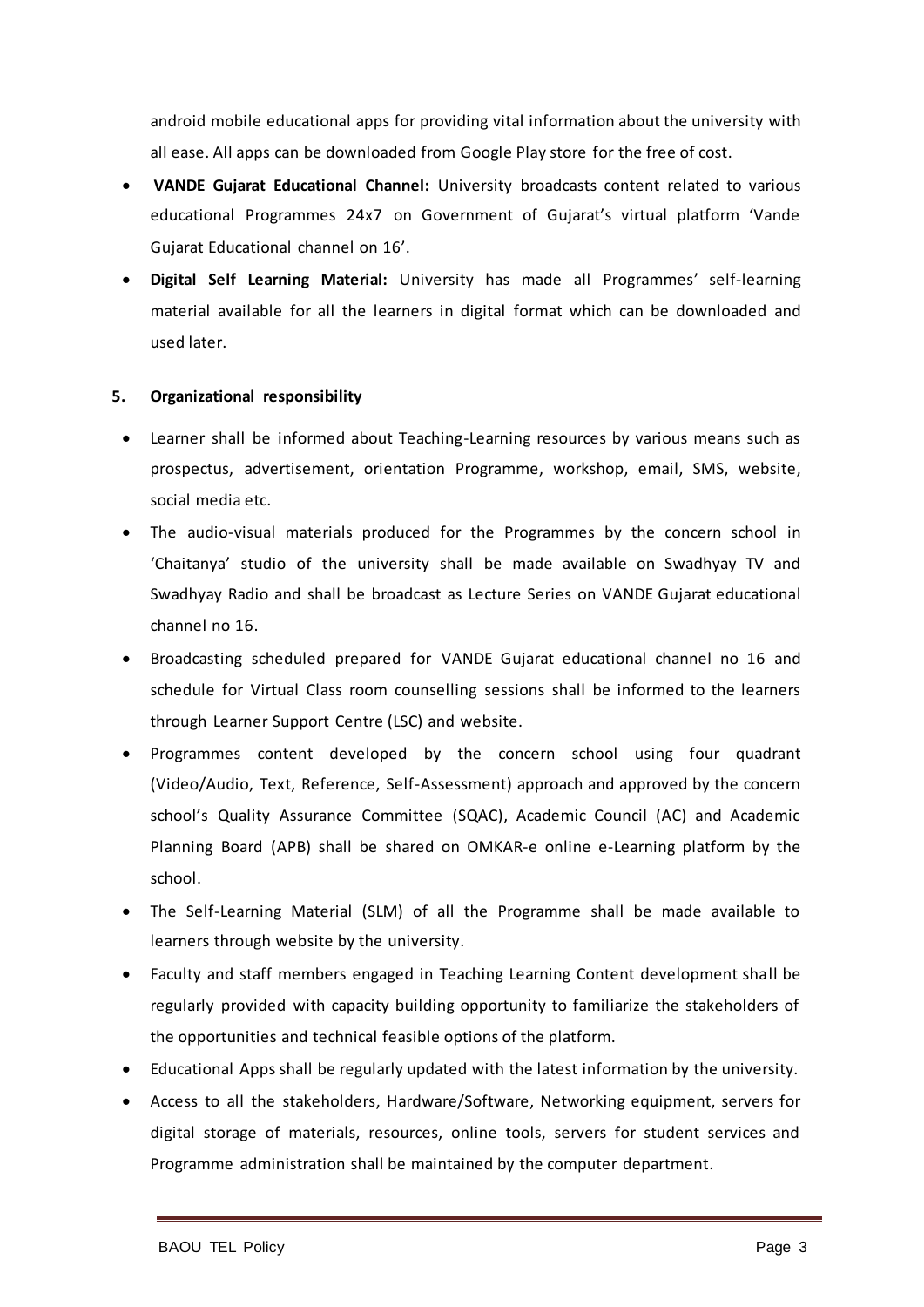android mobile educational apps for providing vital information about the university with all ease. All apps can be downloaded from Google Play store for the free of cost.

- **VANDE Gujarat Educational Channel:** University broadcasts content related to various educational Programmes 24x7 on Government of Gujarat's virtual platform 'Vande Gujarat Educational channel on 16'.
- **Digital Self Learning Material:** University has made all Programmes' self-learning material available for all the learners in digital format which can be downloaded and used later.

**5. Organizational responsibility**

- Learner shall be informed about Teaching-Learning resources by various means such as prospectus, advertisement, orientation Programme, workshop, email, SMS, website, social media etc.
- The audio-visual materials produced for the Programmes by the concern school in 'Chaitanya' studio of the university shall be made available on Swadhyay TV and Swadhyay Radio and shall be broadcast as Lecture Series on VANDE Gujarat educational channel no 16.
- Broadcasting scheduled prepared for VANDE Gujarat educational channel no 16 and schedule for Virtual Class room counselling sessions shall be informed to the learners through Learner Support Centre (LSC) and website.
- Programmes content developed by the concern school using four quadrant (Video/Audio, Text, Reference, Self-Assessment) approach and approved by the concern school's Quality Assurance Committee (SQAC), Academic Council (AC) and Academic Planning Board (APB) shall be shared on OMKAR-e online e-Learning platform by the school.
- The Self-Learning Material (SLM) of all the Programme shall be made available to learners through website by the university.
- Faculty and staff members engaged in Teaching Learning Content development shall be regularly provided with capacity building opportunity to familiarize the stakeholders of the opportunities and technical feasible options of the platform.
- Educational Apps shall be regularly updated with the latest information by the university.
- Access to all the stakeholders, Hardware/Software, Networking equipment, servers for digital storage of materials, resources, online tools, servers for student services and Programme administration shall be maintained by the computer department.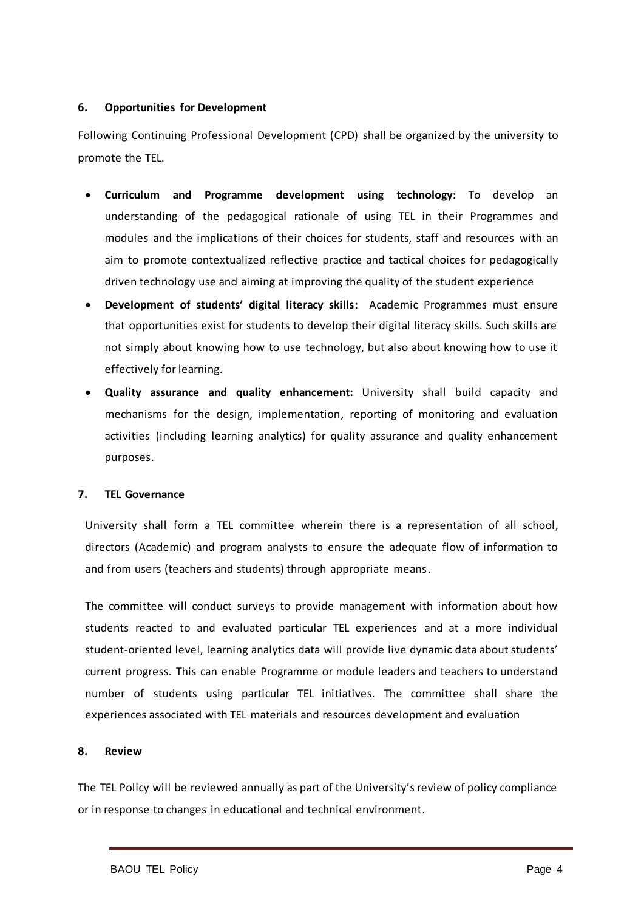## 6. Opportunities for Development

Following Continuing Professional Development (CPD) shall be organized by the university to promote the TEL.

- **Curriculum and Programme development using technology:** To develop an understanding of the pedagogical rationale of using TEL in their Programmes and modules and the implications of their choices for students, staff and resources with an aim to promote contextualized reflective practice and tactical choices for pedagogically driven technology use and aiming at improving the quality of the student experience
- **Development of students' digital literacy skills:** Academic Programmes must ensure that opportunities exist for students to develop their digital literacy skills. Such skills are not simply about knowing how to use technology, but also about knowing how to use it effectively for learning.
- **Quality assurance and quality enhancement:** University shall build capacity and mechanisms for the design, implementation, reporting of monitoring and evaluation activities (including learning analytics) for quality assurance and quality enhancement purposes.

## 7. TEL Governance

University shall form a TEL committee wherein there is a representation of all school, directors (Academic) and program analysts to ensure the adequate flow of information to and from users (teachers and students) through appropriate means.

The committee will conduct surveys to provide management with information about how students reacted to and evaluated particular TEL experiences and at a more individual student-oriented level, learning analytics data will provide live dynamic data about students' current progress. This can enable Programme or module leaders and teachers to understand number of students using particular TEL initiatives. The committee shall share the experiences associated with TEL materials and resources development and evaluation

## 8. Review

The TEL Policy will be reviewed annually as part of the University's review of policy compliance or in response to changes in educational and technical environment.